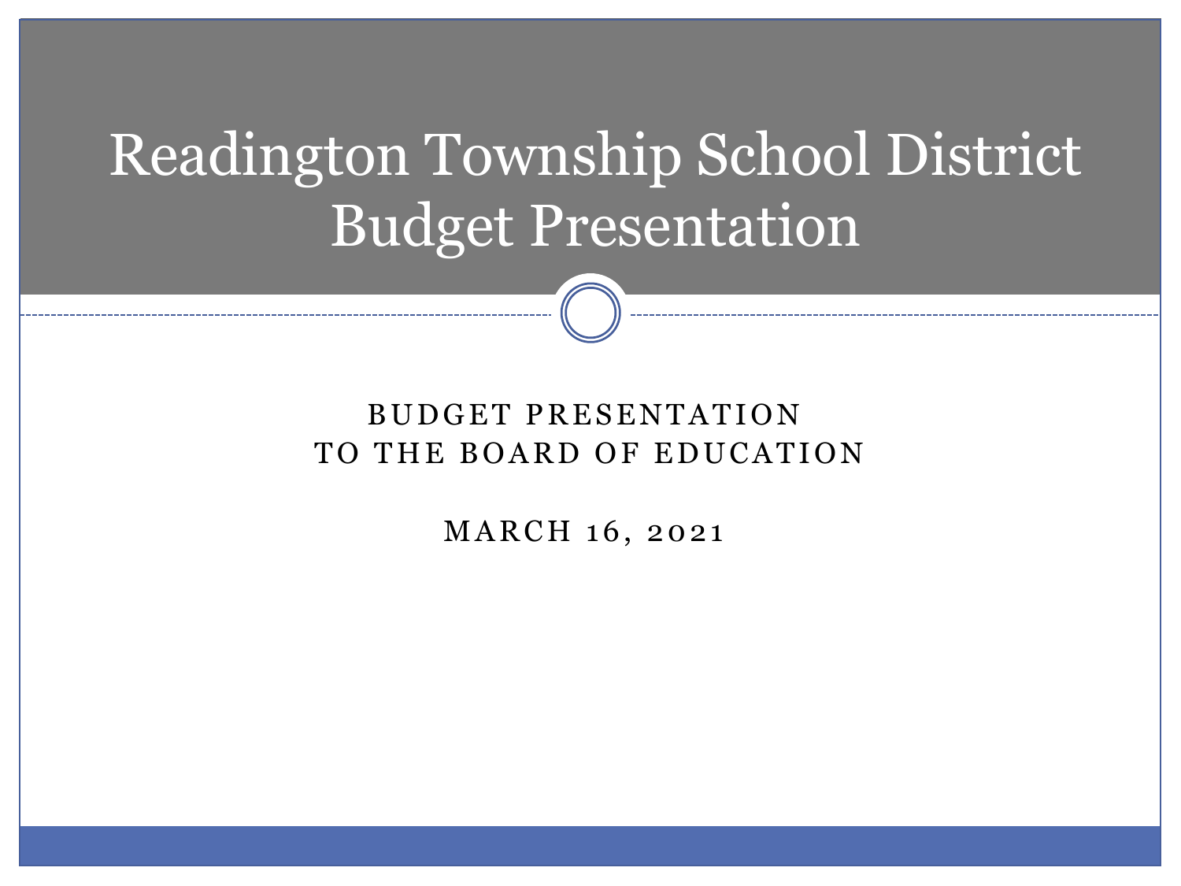# Readington Township School District Budget Presentation

BUDGET PRESENTATION
TO THE BOARD OF EDUCATION

MARCH 16, 2021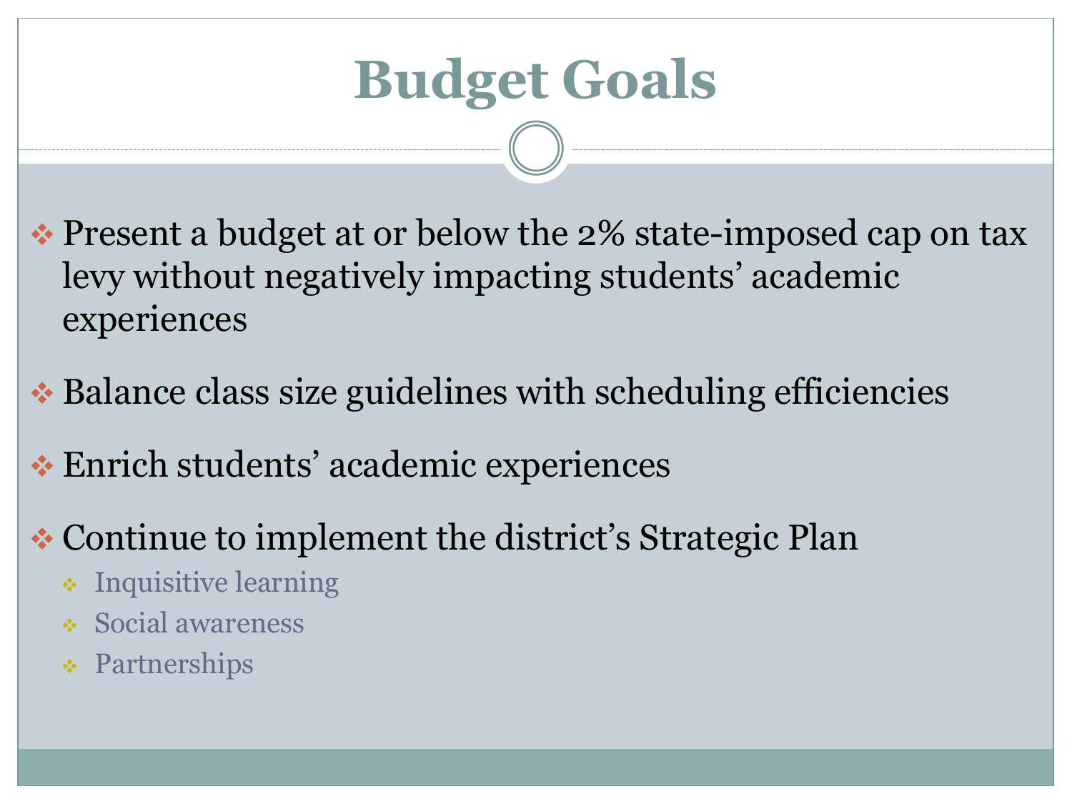# Budget Goals

- Present a budget at or below the 2% state-imposed cap on tax levy without negatively impacting students' academic experiences
- Balance class size guidelines with scheduling efficiencies
- Enrich students' academic experiences
- Continue to implement the district's Strategic Plan
  - Inquisitive learning
  - Social awareness
  - Partnerships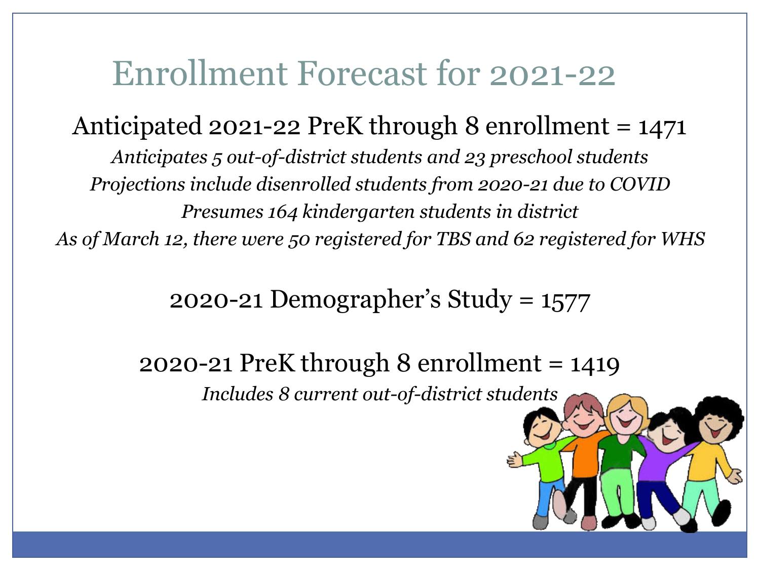# Enrollment Forecast for 2021-22

Anticipated 2021-22 PreK through 8 enrollment = 1471

*Anticipates 5 out-of-district students and 23 preschool students*

*Projections include disenrolled students from 2020-21 due to COVID*

*Presumes 164 kindergarten students in district*

*As of March 12, there were 50 registered for TBS and 62 registered for WHS*

2020-21 Demographer's Study = 1577

2020-21 PreK through 8 enrollment = 1419

*Includes 8 current out-of-district students*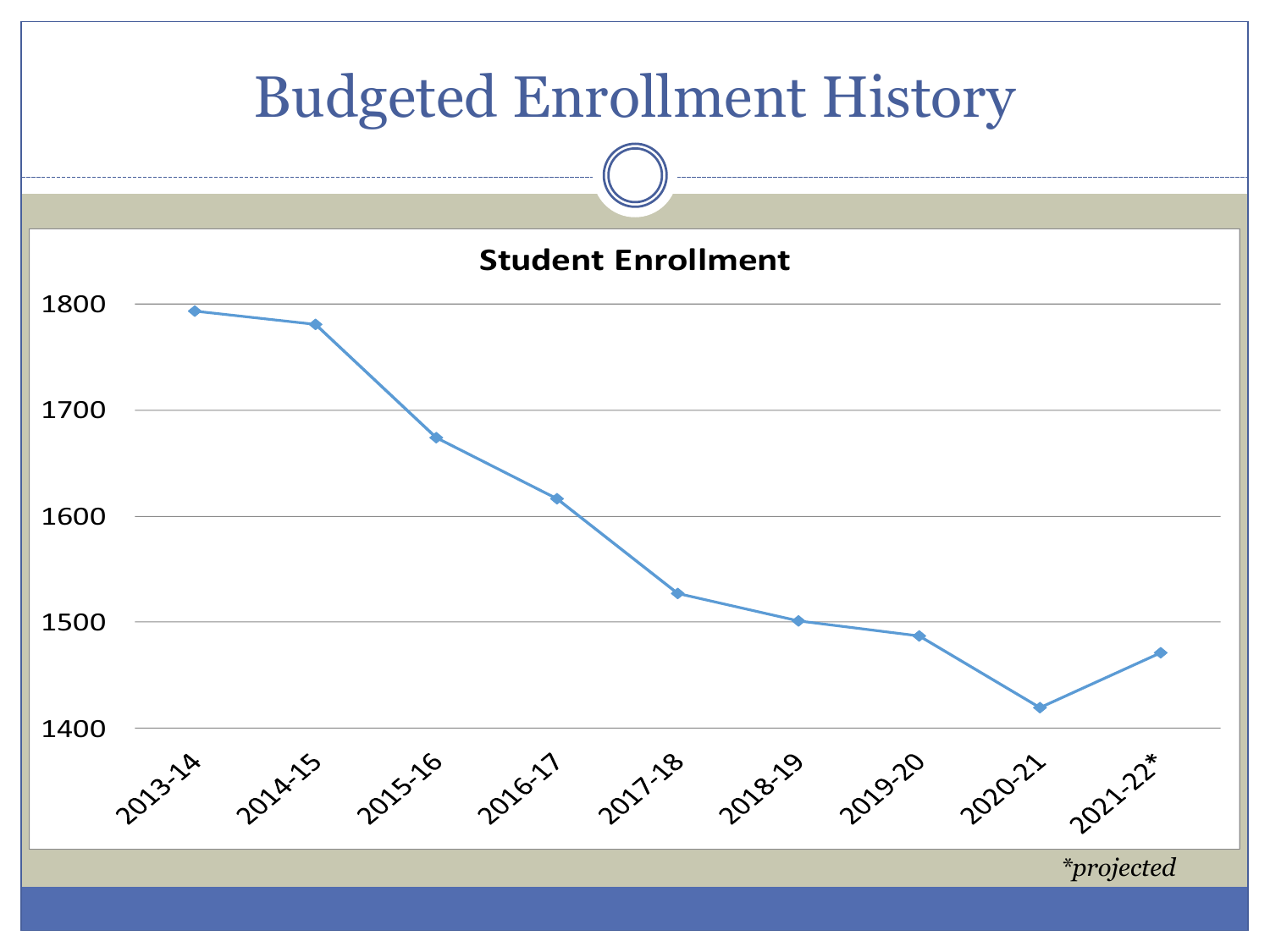# Budgeted Enrollment History

**Student Enrollment**

| Year | Enrollment |
|---|---|
| 2013-14 | ~1793 |
| 2014-15 | ~1781 |
| 2015-16 | ~1674 |
| 2016-17 | ~1616 |
| 2017-18 | ~1527 |
| 2018-19 | ~1501 |
| 2019-20 | ~1487 |
| 2020-21 | ~1420 |
| 2021-22* | ~1471 |

*\*projected*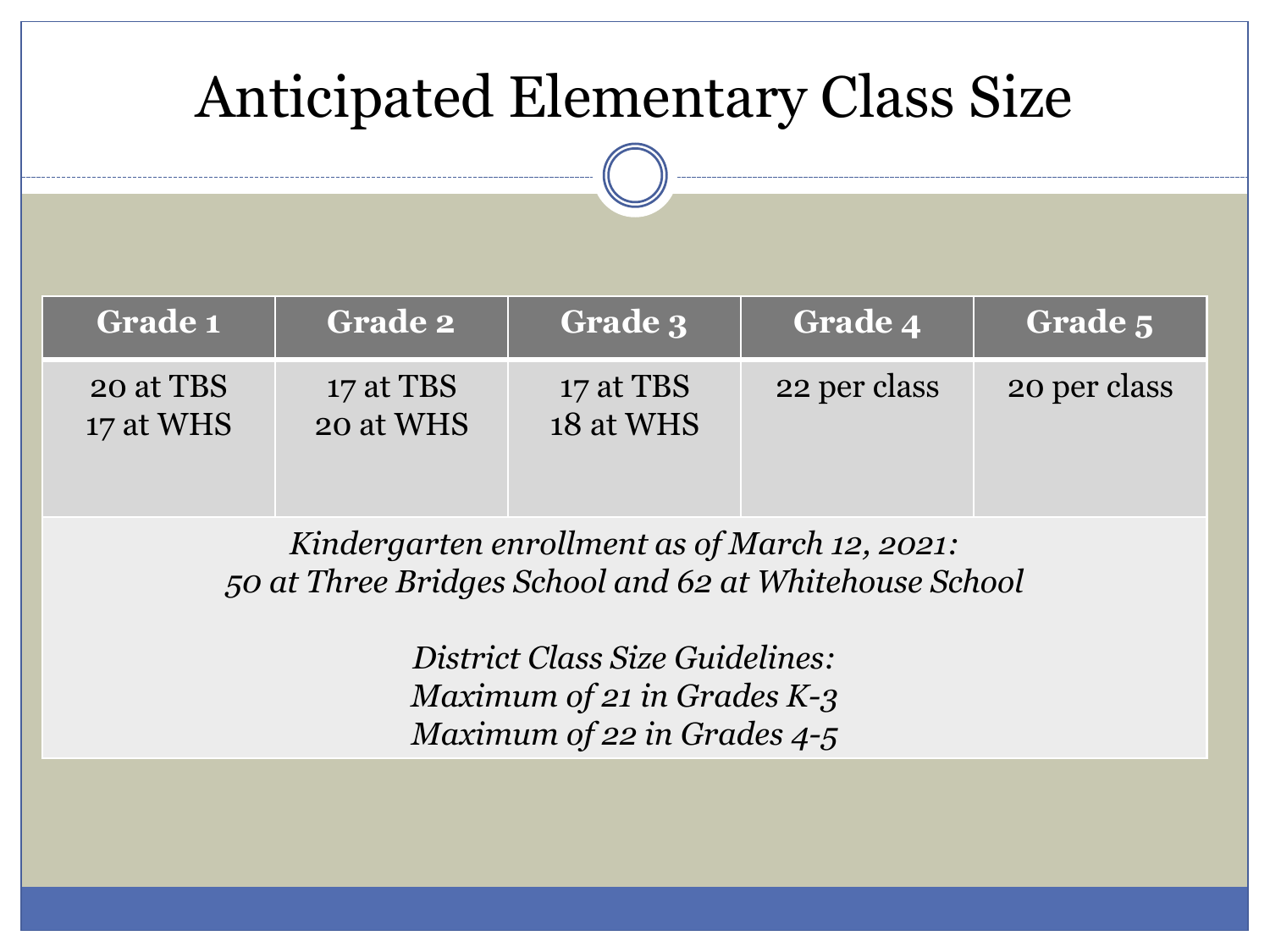# Anticipated Elementary Class Size

| Grade 1 | Grade 2 | Grade 3 | Grade 4 | Grade 5 |
| --- | --- | --- | --- | --- |
| 20 at TBS<br>17 at WHS | 17 at TBS<br>20 at WHS | 17 at TBS<br>18 at WHS | 22 per class | 20 per class |

*Kindergarten enrollment as of March 12, 2021:*
*50 at Three Bridges School and 62 at Whitehouse School*

*District Class Size Guidelines:*
*Maximum of 21 in Grades K-3*
*Maximum of 22 in Grades 4-5*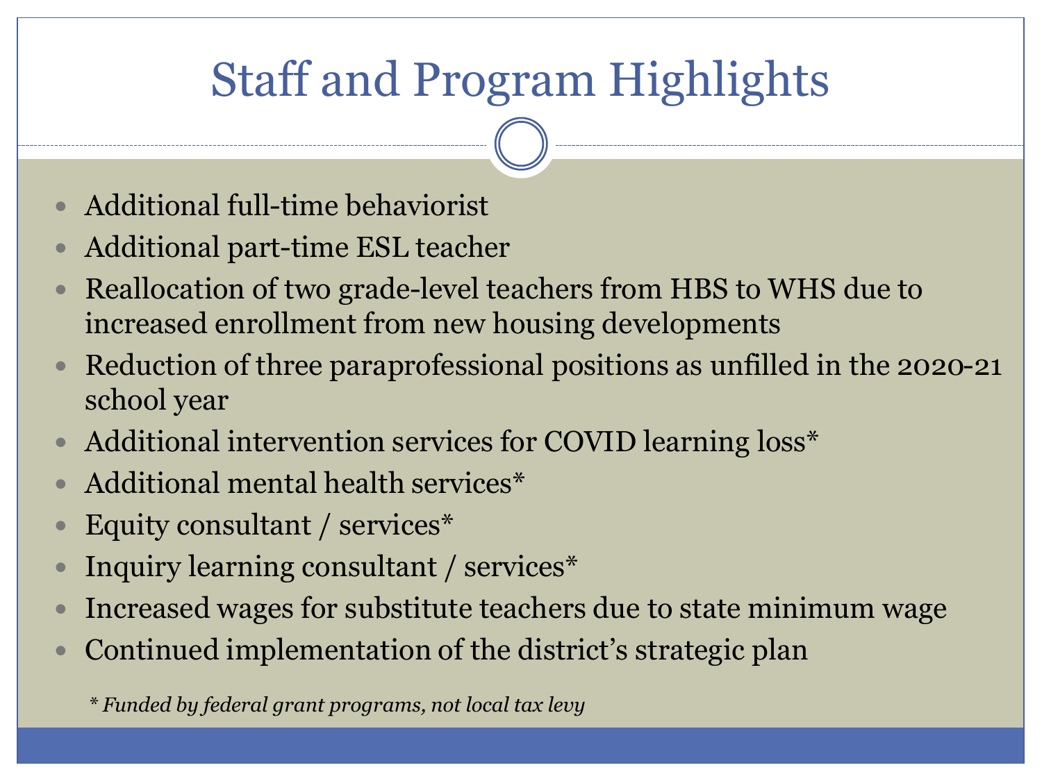# Staff and Program Highlights

- Additional full-time behaviorist
- Additional part-time ESL teacher
- Reallocation of two grade-level teachers from HBS to WHS due to increased enrollment from new housing developments
- Reduction of three paraprofessional positions as unfilled in the 2020-21 school year
- Additional intervention services for COVID learning loss*
- Additional mental health services*
- Equity consultant / services*
- Inquiry learning consultant / services*
- Increased wages for substitute teachers due to state minimum wage
- Continued implementation of the district's strategic plan

*\* Funded by federal grant programs, not local tax levy*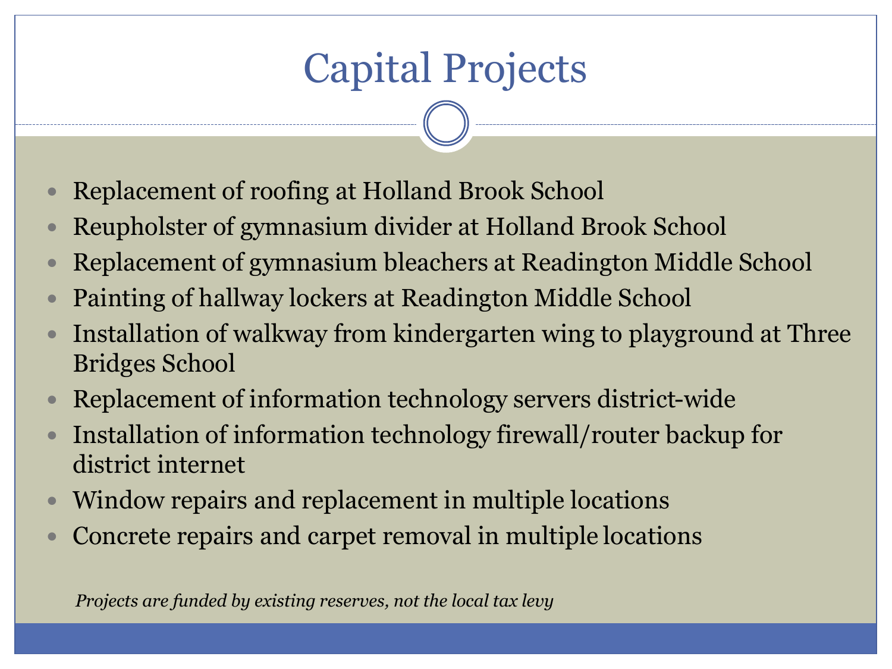# Capital Projects

- Replacement of roofing at Holland Brook School
- Reupholster of gymnasium divider at Holland Brook School
- Replacement of gymnasium bleachers at Readington Middle School
- Painting of hallway lockers at Readington Middle School
- Installation of walkway from kindergarten wing to playground at Three Bridges School
- Replacement of information technology servers district-wide
- Installation of information technology firewall/router backup for district internet
- Window repairs and replacement in multiple locations
- Concrete repairs and carpet removal in multiple locations

*Projects are funded by existing reserves, not the local tax levy*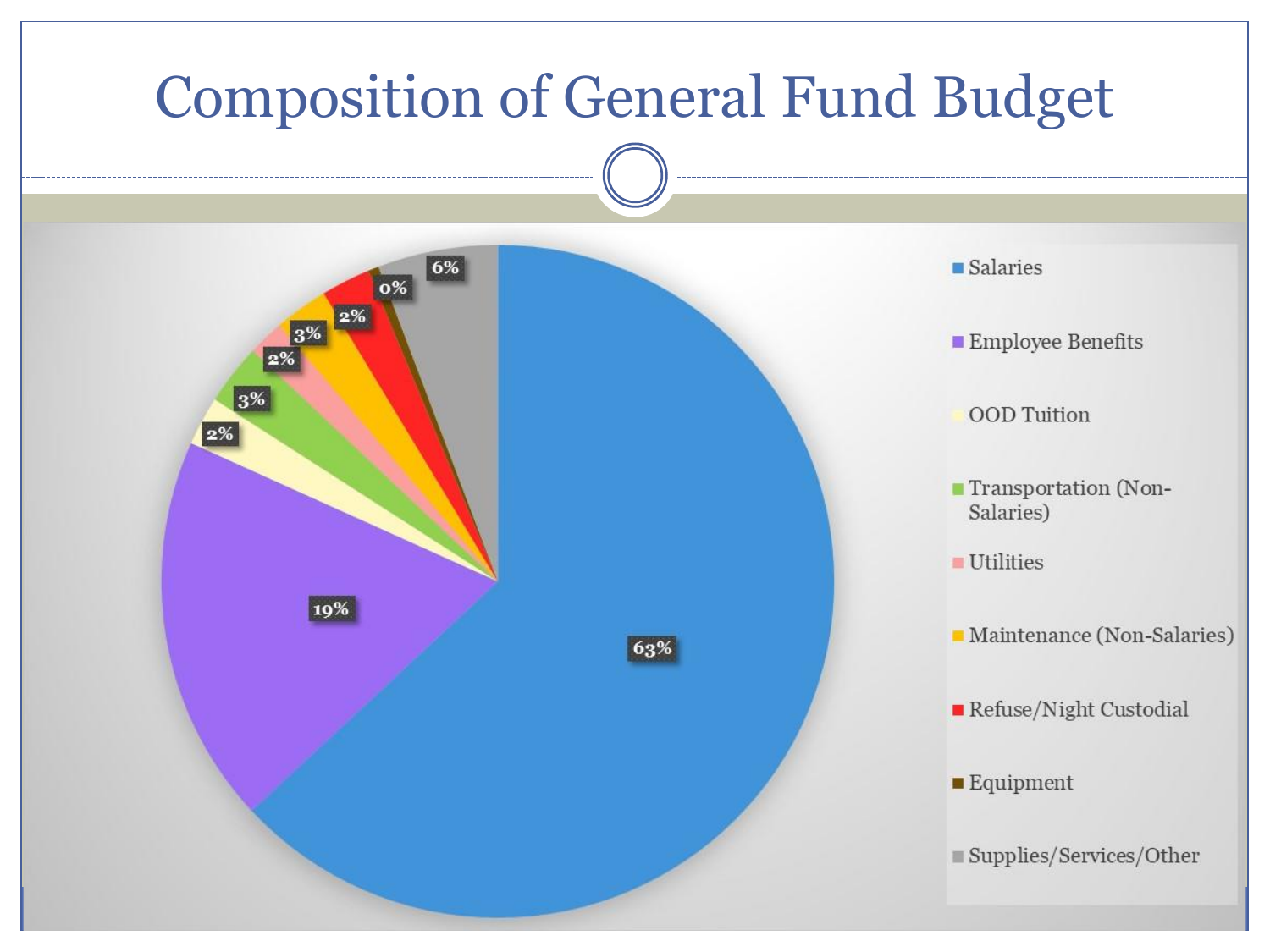# Composition of General Fund Budget

| Category | Percentage |
|---|---|
| Salaries | 63% |
| Employee Benefits | 19% |
| OOD Tuition | 2% |
| Transportation (Non-Salaries) | 3% |
| Utilities | 2% |
| Maintenance (Non-Salaries) | 3% |
| Refuse/Night Custodial | 2% |
| Equipment | 0% |
| Supplies/Services/Other | 6% |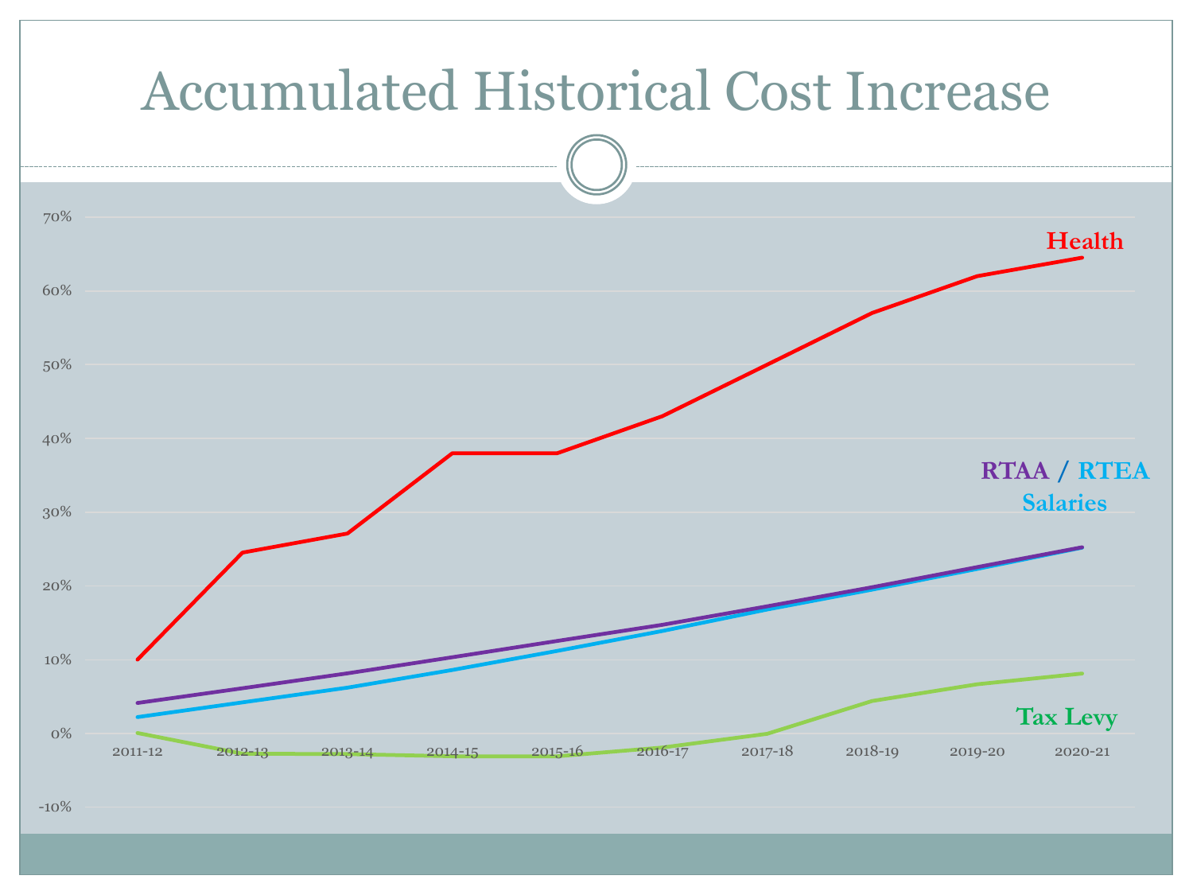# Accumulated Historical Cost Increase

70%
60%
50%
40%
30%
20%
10%
0%
-10%

2011-12 2012-13 2013-14 2014-15 2015-16 2016-17 2017-18 2018-19 2019-20 2020-21

**Health**

**RTAA / RTEA Salaries**

**Tax Levy**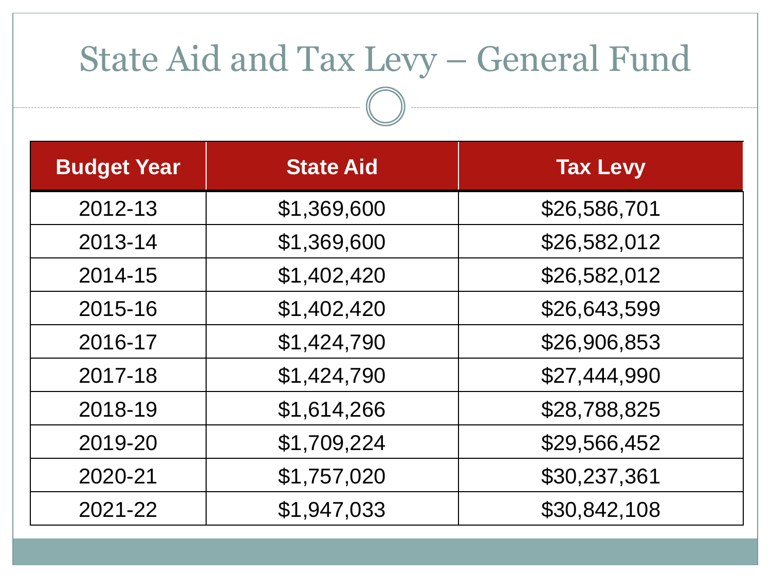# State Aid and Tax Levy – General Fund

| Budget Year | State Aid | Tax Levy |
|---|---|---|
| 2012-13 | $1,369,600 | $26,586,701 |
| 2013-14 | $1,369,600 | $26,582,012 |
| 2014-15 | $1,402,420 | $26,582,012 |
| 2015-16 | $1,402,420 | $26,643,599 |
| 2016-17 | $1,424,790 | $26,906,853 |
| 2017-18 | $1,424,790 | $27,444,990 |
| 2018-19 | $1,614,266 | $28,788,825 |
| 2019-20 | $1,709,224 | $29,566,452 |
| 2020-21 | $1,757,020 | $30,237,361 |
| 2021-22 | $1,947,033 | $30,842,108 |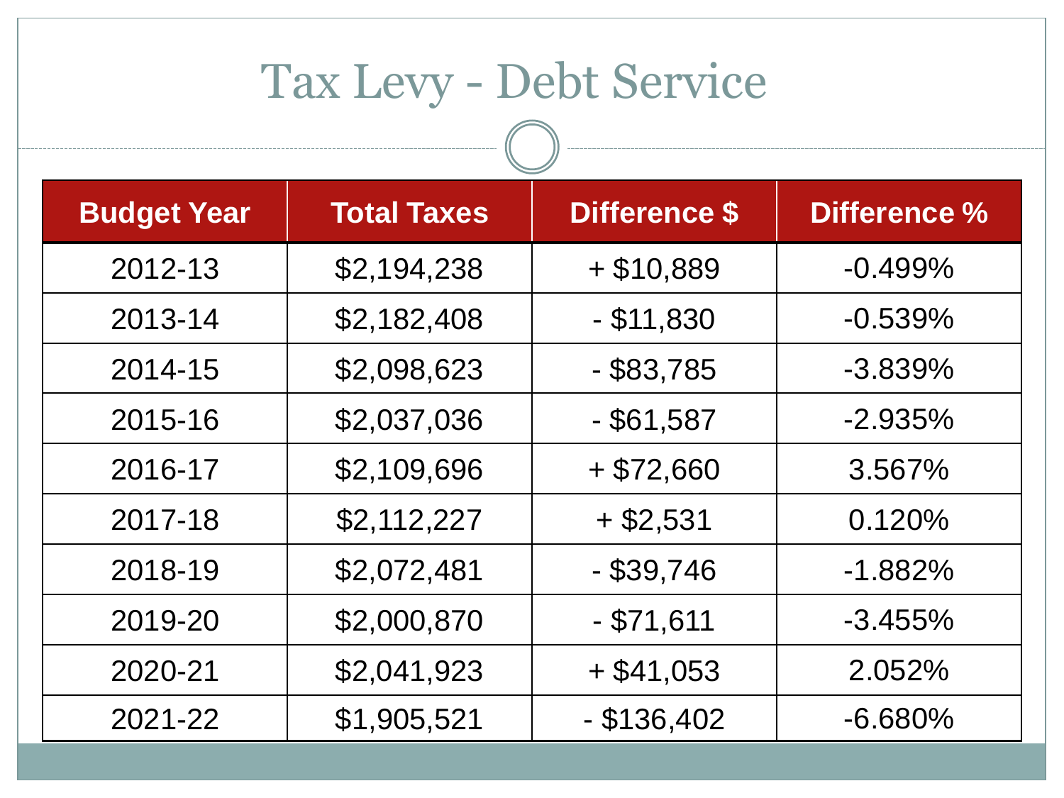# Tax Levy - Debt Service

| Budget Year | Total Taxes | Difference $ | Difference % |
|---|---|---|---|
| 2012-13 | $2,194,238 | + $10,889 | -0.499% |
| 2013-14 | $2,182,408 | - $11,830 | -0.539% |
| 2014-15 | $2,098,623 | - $83,785 | -3.839% |
| 2015-16 | $2,037,036 | - $61,587 | -2.935% |
| 2016-17 | $2,109,696 | + $72,660 | 3.567% |
| 2017-18 | $2,112,227 | + $2,531 | 0.120% |
| 2018-19 | $2,072,481 | - $39,746 | -1.882% |
| 2019-20 | $2,000,870 | - $71,611 | -3.455% |
| 2020-21 | $2,041,923 | + $41,053 | 2.052% |
| 2021-22 | $1,905,521 | - $136,402 | -6.680% |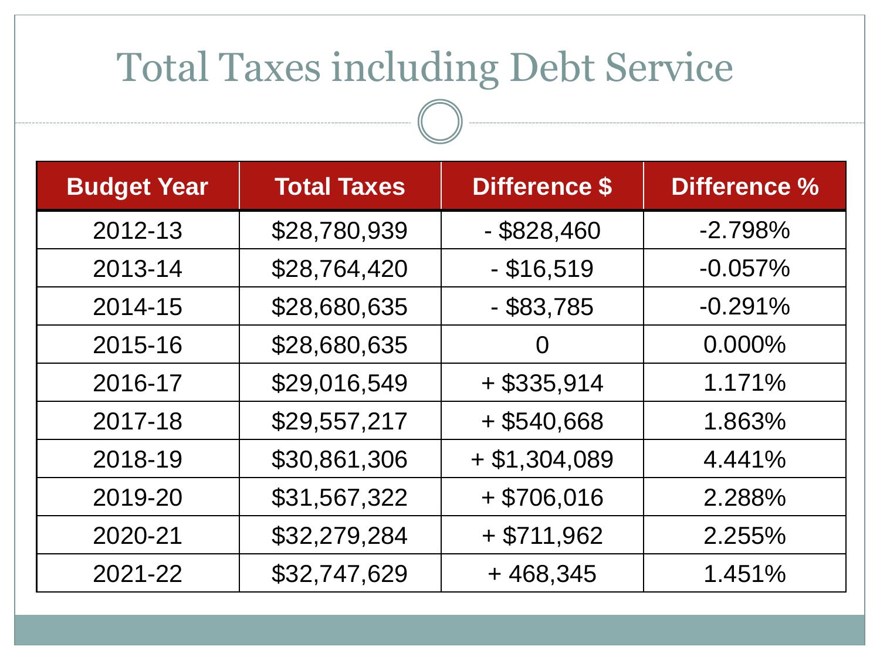# Total Taxes including Debt Service

| Budget Year | Total Taxes | Difference $ | Difference % |
|---|---|---|---|
| 2012-13 | $28,780,939 | - $828,460 | -2.798% |
| 2013-14 | $28,764,420 | - $16,519 | -0.057% |
| 2014-15 | $28,680,635 | - $83,785 | -0.291% |
| 2015-16 | $28,680,635 | 0 | 0.000% |
| 2016-17 | $29,016,549 | + $335,914 | 1.171% |
| 2017-18 | $29,557,217 | + $540,668 | 1.863% |
| 2018-19 | $30,861,306 | + $1,304,089 | 4.441% |
| 2019-20 | $31,567,322 | + $706,016 | 2.288% |
| 2020-21 | $32,279,284 | + $711,962 | 2.255% |
| 2021-22 | $32,747,629 | + 468,345 | 1.451% |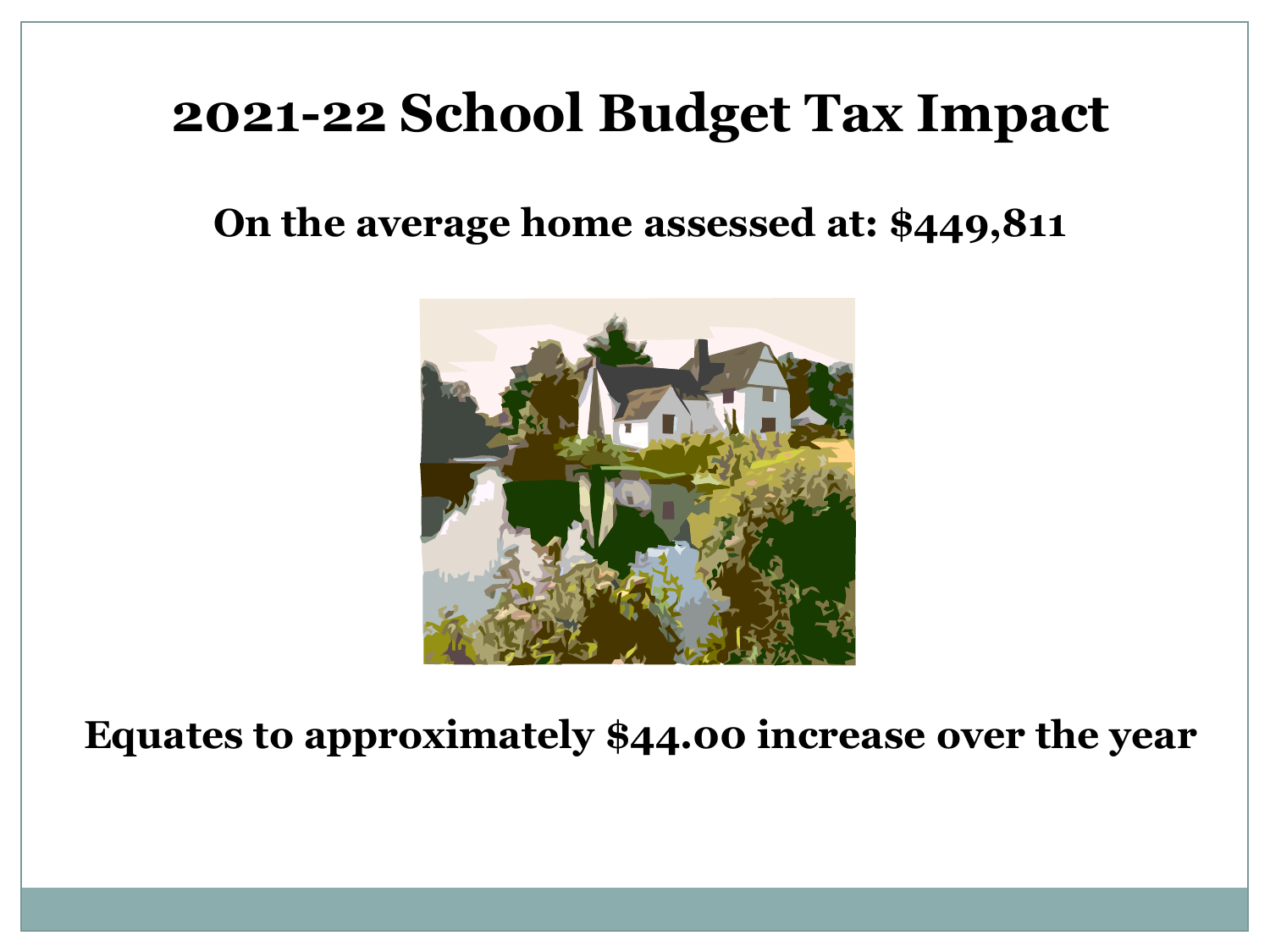# 2021-22 School Budget Tax Impact

**On the average home assessed at: $449,811**

**Equates to approximately $44.00 increase over the year**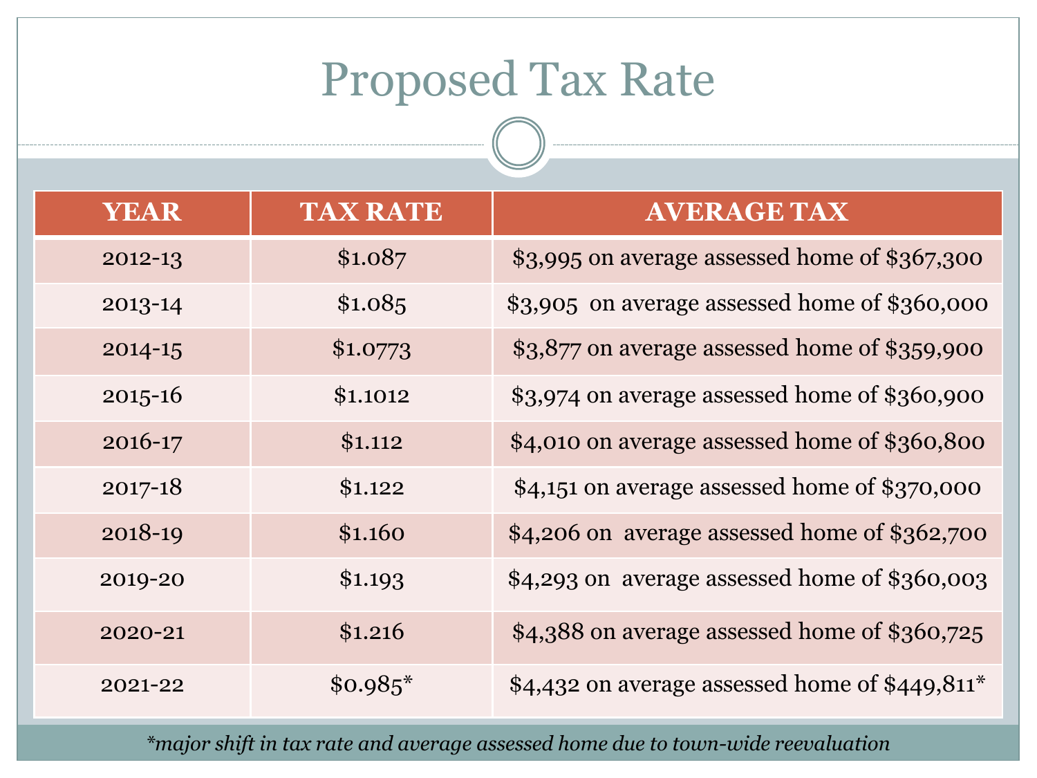# Proposed Tax Rate

| YEAR | TAX RATE | AVERAGE TAX |
|---|---|---|
| 2012-13 | $1.087 | $3,995 on average assessed home of $367,300 |
| 2013-14 | $1.085 | $3,905 on average assessed home of $360,000 |
| 2014-15 | $1.0773 | $3,877 on average assessed home of $359,900 |
| 2015-16 | $1.1012 | $3,974 on average assessed home of $360,900 |
| 2016-17 | $1.112 | $4,010 on average assessed home of $360,800 |
| 2017-18 | $1.122 | $4,151 on average assessed home of $370,000 |
| 2018-19 | $1.160 | $4,206 on average assessed home of $362,700 |
| 2019-20 | $1.193 | $4,293 on average assessed home of $360,003 |
| 2020-21 | $1.216 | $4,388 on average assessed home of $360,725 |
| 2021-22 | $0.985* | $4,432 on average assessed home of $449,811* |

*\*major shift in tax rate and average assessed home due to town-wide reevaluation*